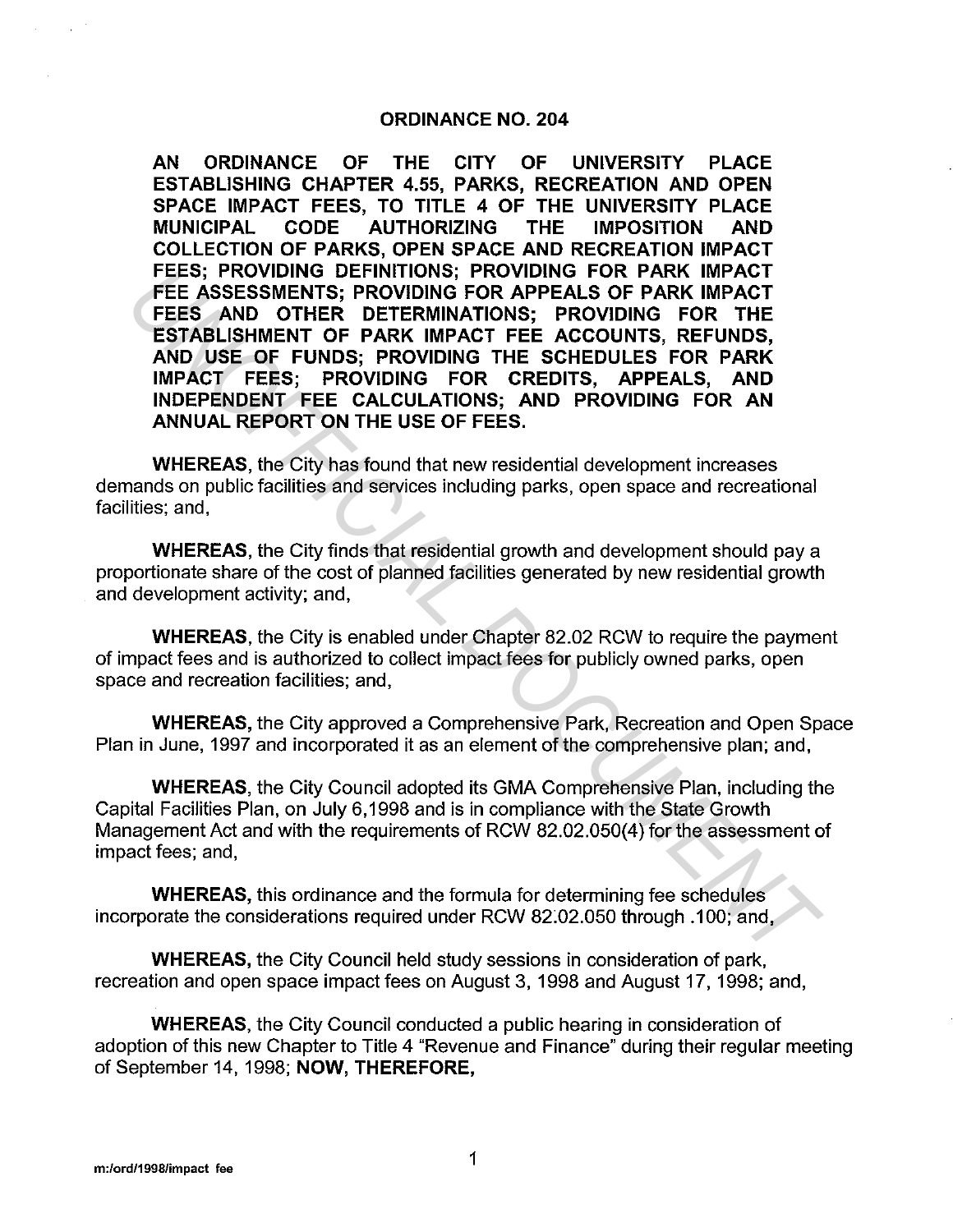# ORDINANCE NO. 204

**AN ORDINANCE OF THE CITY OF UNIVERSITY PLACE ESTABLISHING CHAPTER 4.55, PARKS, RECREATION AND OPEN SPACE IMPACT FEES, TO TITLE 4 OF THE UNIVERSITY PLACE MUNICIPAL CODE AUTHORIZING THE IMPOSITION AND COLLECTION OF PARKS, OPEN SPACE AND RECREATION IMPACT FEES; PROVIDING DEFINITIONS; PROVIDING FOR PARK IMPACT FEE ASSESSMENTS; PROVIDING FOR APPEALS OF PARK IMPACT FEES AND OTHER DETERMINATIONS; PROVIDING FOR THE ESTABLISHMENT OF PARK IMPACT FEE ACCOUNTS, REFUNDS, AND USE OF FUNDS; PROVIDING THE SCHEDULES FOR PARK IMPACT FEES; PROVIDING FOR CREDITS, APPEALS, AND INDEPENDENT FEE CALCULATIONS; AND PROVIDING FOR AN ANNUAL REPORT ON THE USE OF FEES.**

**WHEREAS**, the City has found that new residential development increases demands on public facilities and services including parks, open space and recreational facilities; and,

**WHEREAS**, the City finds that residential growth and development should pay a proportionate share of the cost of planned facilities generated by new residential growth and development activity; and,

**WHEREAS**, the City is enabled under Chapter 82.02 RCW to require the payment of impact fees and is authorized to collect impact fees for publicly owned parks, open space and recreation facilities; and,

**WHEREAS,** the City approved a Comprehensive Park, Recreation and Open Space Plan in June, 1997 and incorporated it as an element of the comprehensive plan; and,

**WHEREAS,** the City Council adopted its GMA Comprehensive Plan, including the Capital Facilities Plan, on July 6,1998 and is in compliance with the State Growth Management Act and with the requirements of RCW 82.02.050(4) for the assessment of impact fees; and,

**WHEREAS,** this ordinance and the formula for determining fee schedules incorporate the considerations required under RCW 82.02.050 through .100; and,

**WHEREAS,** the City Council held study sessions in consideration of park, recreation and open space impact fees on August 3, 1998 and August 17, 1998; and,

**WHEREAS,** the City Council conducted a public hearing in consideration of adoption of this new Chapter to Title 4 "Revenue and Finance" during their regular meeting of September 14, 1998; **NOW, THEREFORE,**

m:/ord/1998/impact fee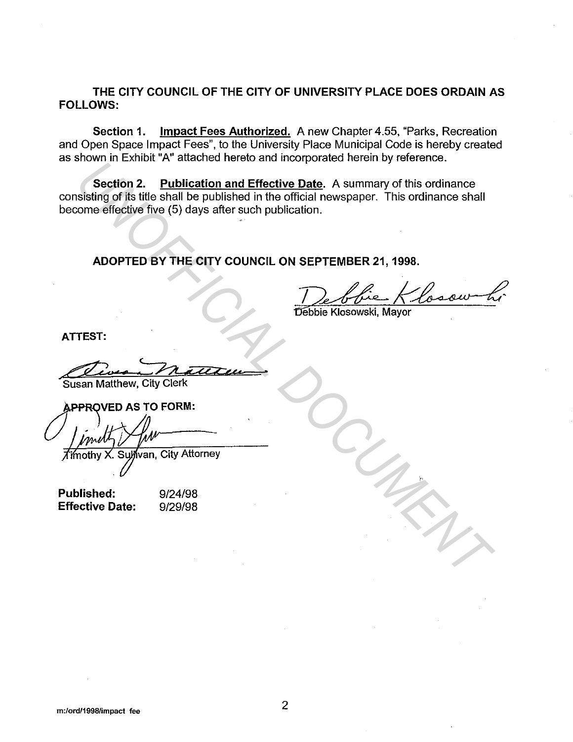**THE CITY COUNCIL OF THE CITY OF UNIVERSITY PLACE DOES ORDAIN AS FOLLOWS:**

**Section 1.** **Impact Fees Authorized.** A new Chapter 4.55, "Parks, Recreation and Open Space Impact Fees", to the University Place Municipal Code is hereby created as shown in Exhibit "A" attached hereto and incorporated herein by reference.

**Section 2.** **Publication and Effective Date.** A summary of this ordinance consisting of its title shall be published in the official newspaper. This ordinance shall become effective five (5) days after such publication.

**ADOPTED BY THE CITY COUNCIL ON SEPTEMBER 21, 1998.**

Debbie Klosowski, Mayor

**ATTEST:**

Susan Matthew, City Clerk

**APPROVED AS TO FORM:**

Timothy X. Sullivan, City Attorney

**Published:** 9/24/98
**Effective Date:** 9/29/98

m:/ord/1998/impact fee

UNOFFICIAL DOCUMENT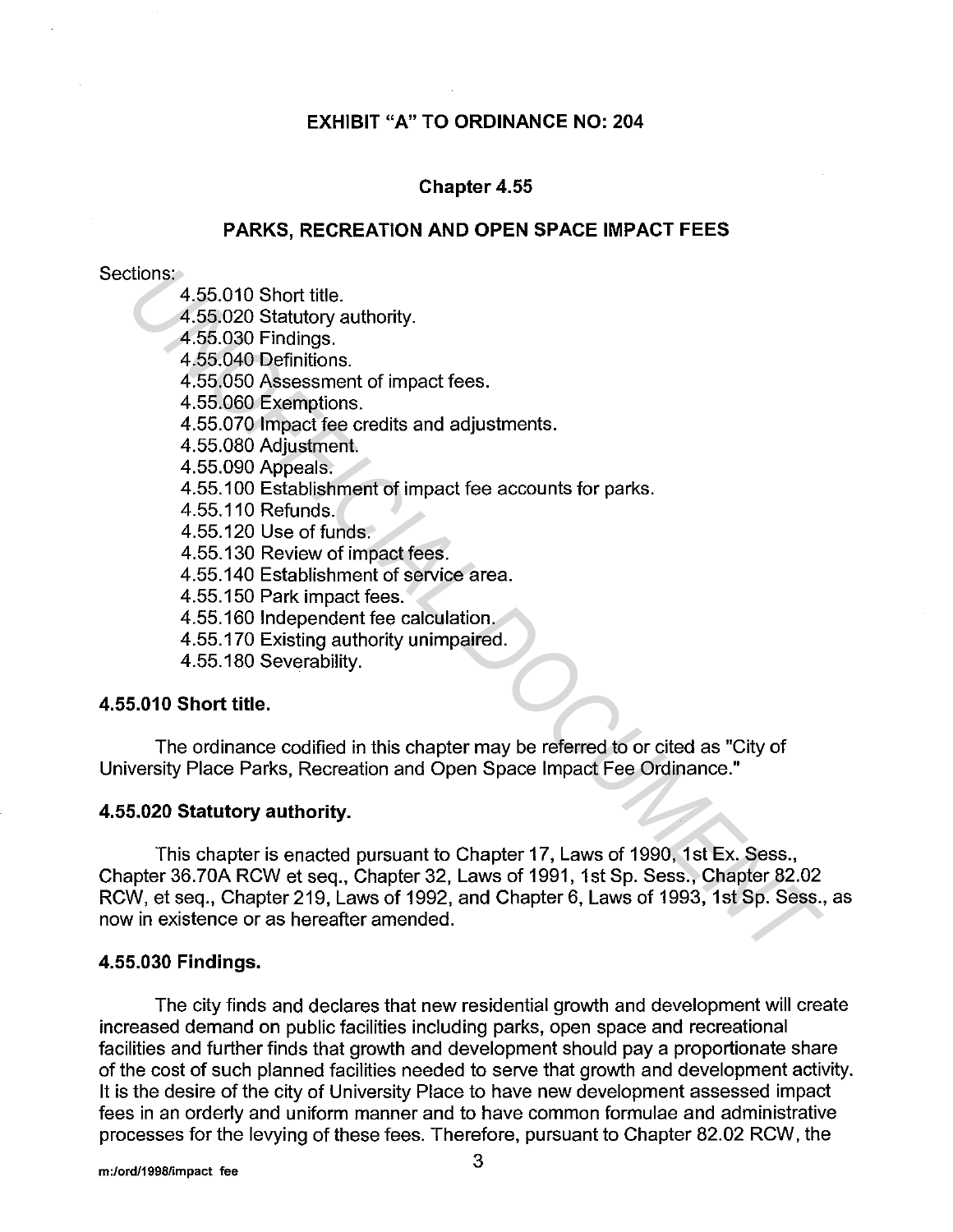**EXHIBIT "A" TO ORDINANCE NO: 204**

**Chapter 4.55**

**PARKS, RECREATION AND OPEN SPACE IMPACT FEES**

Sections:

- 4.55.010 Short title.
- 4.55.020 Statutory authority.
- 4.55.030 Findings.
- 4.55.040 Definitions.
- 4.55.050 Assessment of impact fees.
- 4.55.060 Exemptions.
- 4.55.070 Impact fee credits and adjustments.
- 4.55.080 Adjustment.
- 4.55.090 Appeals.
- 4.55.100 Establishment of impact fee accounts for parks.
- 4.55.110 Refunds.
- 4.55.120 Use of funds.
- 4.55.130 Review of impact fees.
- 4.55.140 Establishment of service area.
- 4.55.150 Park impact fees.
- 4.55.160 Independent fee calculation.
- 4.55.170 Existing authority unimpaired.
- 4.55.180 Severability.

**4.55.010 Short title.**

The ordinance codified in this chapter may be referred to or cited as "City of University Place Parks, Recreation and Open Space Impact Fee Ordinance."

**4.55.020 Statutory authority.**

This chapter is enacted pursuant to Chapter 17, Laws of 1990, 1st Ex. Sess., Chapter 36.70A RCW et seq., Chapter 32, Laws of 1991, 1st Sp. Sess., Chapter 82.02 RCW, et seq., Chapter 219, Laws of 1992, and Chapter 6, Laws of 1993, 1st Sp. Sess., as now in existence or as hereafter amended.

**4.55.030 Findings.**

The city finds and declares that new residential growth and development will create increased demand on public facilities including parks, open space and recreational facilities and further finds that growth and development should pay a proportionate share of the cost of such planned facilities needed to serve that growth and development activity. It is the desire of the city of University Place to have new development assessed impact fees in an orderly and uniform manner and to have common formulae and administrative processes for the levying of these fees. Therefore, pursuant to Chapter 82.02 RCW, the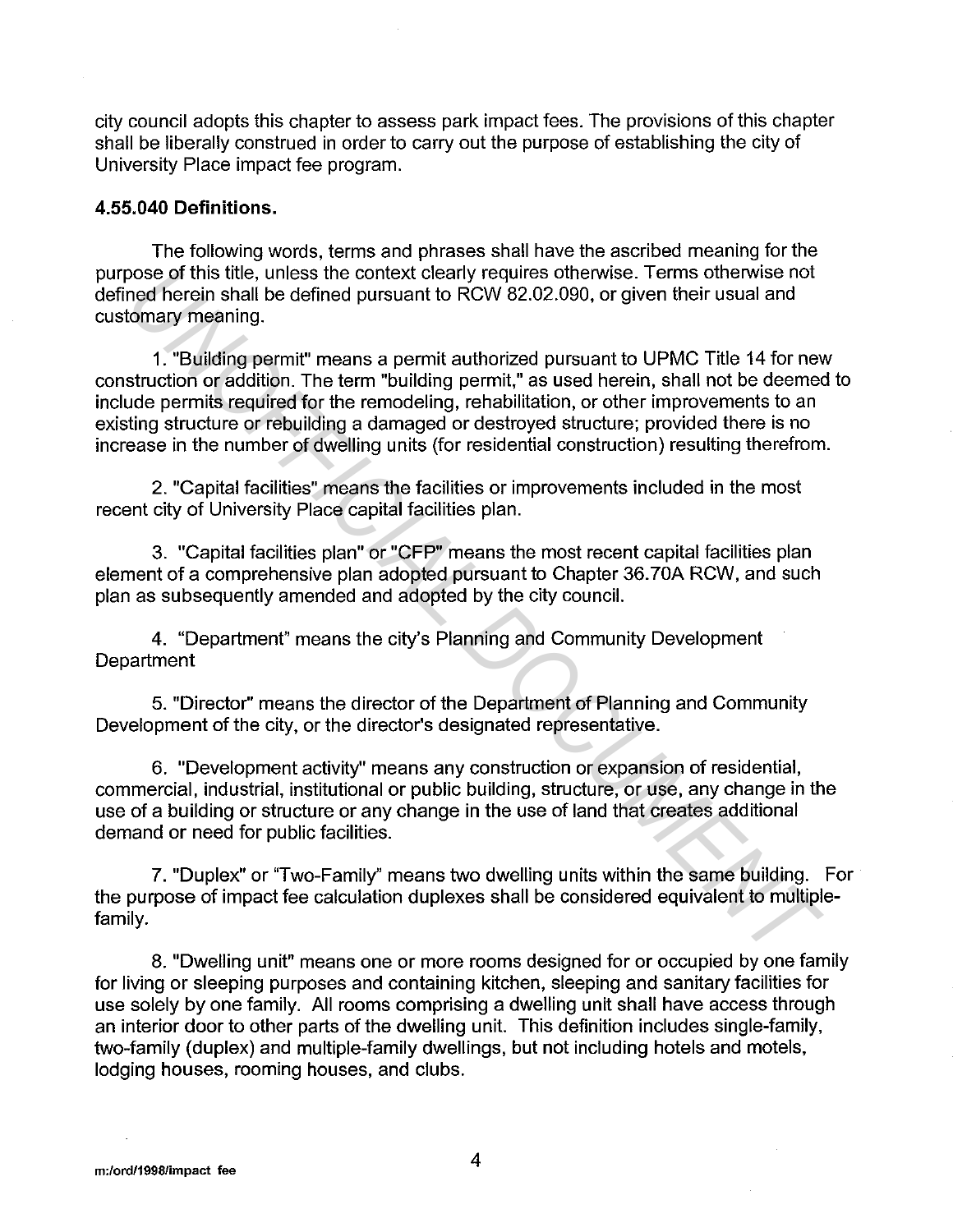city council adopts this chapter to assess park impact fees. The provisions of this chapter shall be liberally construed in order to carry out the purpose of establishing the city of University Place impact fee program.

**4.55.040 Definitions.**

The following words, terms and phrases shall have the ascribed meaning for the purpose of this title, unless the context clearly requires otherwise. Terms otherwise not defined herein shall be defined pursuant to RCW 82.02.090, or given their usual and customary meaning.

1. "Building permit" means a permit authorized pursuant to UPMC Title 14 for new construction or addition. The term "building permit," as used herein, shall not be deemed to include permits required for the remodeling, rehabilitation, or other improvements to an existing structure or rebuilding a damaged or destroyed structure; provided there is no increase in the number of dwelling units (for residential construction) resulting therefrom.

2. "Capital facilities" means the facilities or improvements included in the most recent city of University Place capital facilities plan.

3. "Capital facilities plan" or "CFP" means the most recent capital facilities plan element of a comprehensive plan adopted pursuant to Chapter 36.70A RCW, and such plan as subsequently amended and adopted by the city council.

4. "Department" means the city's Planning and Community Development Department

5. "Director" means the director of the Department of Planning and Community Development of the city, or the director's designated representative.

6. "Development activity" means any construction or expansion of residential, commercial, industrial, institutional or public building, structure, or use, any change in the use of a building or structure or any change in the use of land that creates additional demand or need for public facilities.

7. "Duplex" or "Two-Family" means two dwelling units within the same building. For the purpose of impact fee calculation duplexes shall be considered equivalent to multiple-family.

8. "Dwelling unit" means one or more rooms designed for or occupied by one family for living or sleeping purposes and containing kitchen, sleeping and sanitary facilities for use solely by one family. All rooms comprising a dwelling unit shall have access through an interior door to other parts of the dwelling unit. This definition includes single-family, two-family (duplex) and multiple-family dwellings, but not including hotels and motels, lodging houses, rooming houses, and clubs.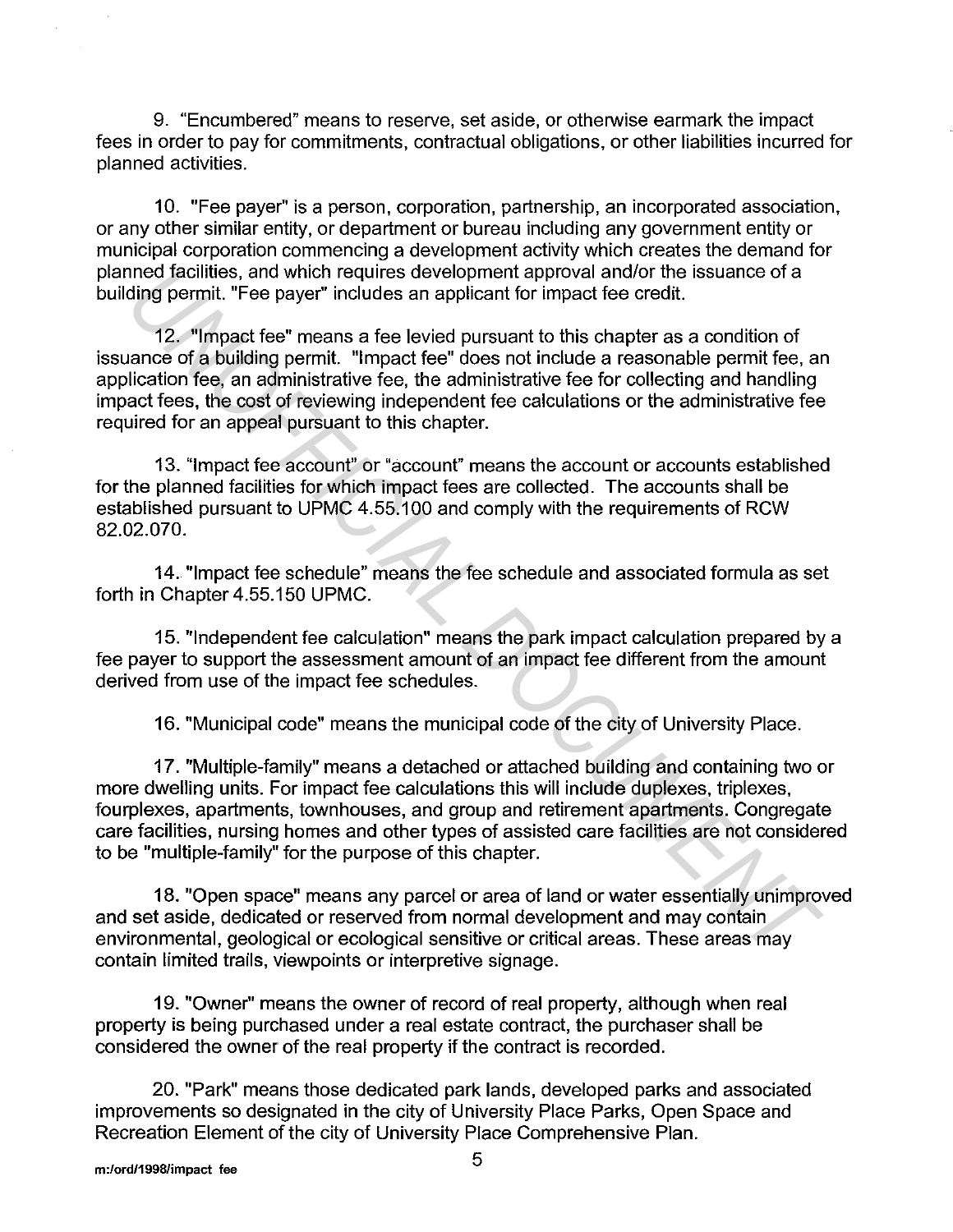9. "Encumbered" means to reserve, set aside, or otherwise earmark the impact fees in order to pay for commitments, contractual obligations, or other liabilities incurred for planned activities.

10. "Fee payer" is a person, corporation, partnership, an incorporated association, or any other similar entity, or department or bureau including any government entity or municipal corporation commencing a development activity which creates the demand for planned facilities, and which requires development approval and/or the issuance of a building permit. "Fee payer" includes an applicant for impact fee credit.

12. "Impact fee" means a fee levied pursuant to this chapter as a condition of issuance of a building permit. "Impact fee" does not include a reasonable permit fee, an application fee, an administrative fee, the administrative fee for collecting and handling impact fees, the cost of reviewing independent fee calculations or the administrative fee required for an appeal pursuant to this chapter.

13. "Impact fee account" or "account" means the account or accounts established for the planned facilities for which impact fees are collected. The accounts shall be established pursuant to UPMC 4.55.100 and comply with the requirements of RCW 82.02.070.

14. "Impact fee schedule" means the fee schedule and associated formula as set forth in Chapter 4.55.150 UPMC.

15. "Independent fee calculation" means the park impact calculation prepared by a fee payer to support the assessment amount of an impact fee different from the amount derived from use of the impact fee schedules.

16. "Municipal code" means the municipal code of the city of University Place.

17. "Multiple-family" means a detached or attached building and containing two or more dwelling units. For impact fee calculations this will include duplexes, triplexes, fourplexes, apartments, townhouses, and group and retirement apartments. Congregate care facilities, nursing homes and other types of assisted care facilities are not considered to be "multiple-family" for the purpose of this chapter.

18. "Open space" means any parcel or area of land or water essentially unimproved and set aside, dedicated or reserved from normal development and may contain environmental, geological or ecological sensitive or critical areas. These areas may contain limited trails, viewpoints or interpretive signage.

19. "Owner" means the owner of record of real property, although when real property is being purchased under a real estate contract, the purchaser shall be considered the owner of the real property if the contract is recorded.

20. "Park" means those dedicated park lands, developed parks and associated improvements so designated in the city of University Place Parks, Open Space and Recreation Element of the city of University Place Comprehensive Plan.

m:/ord/1998/impact fee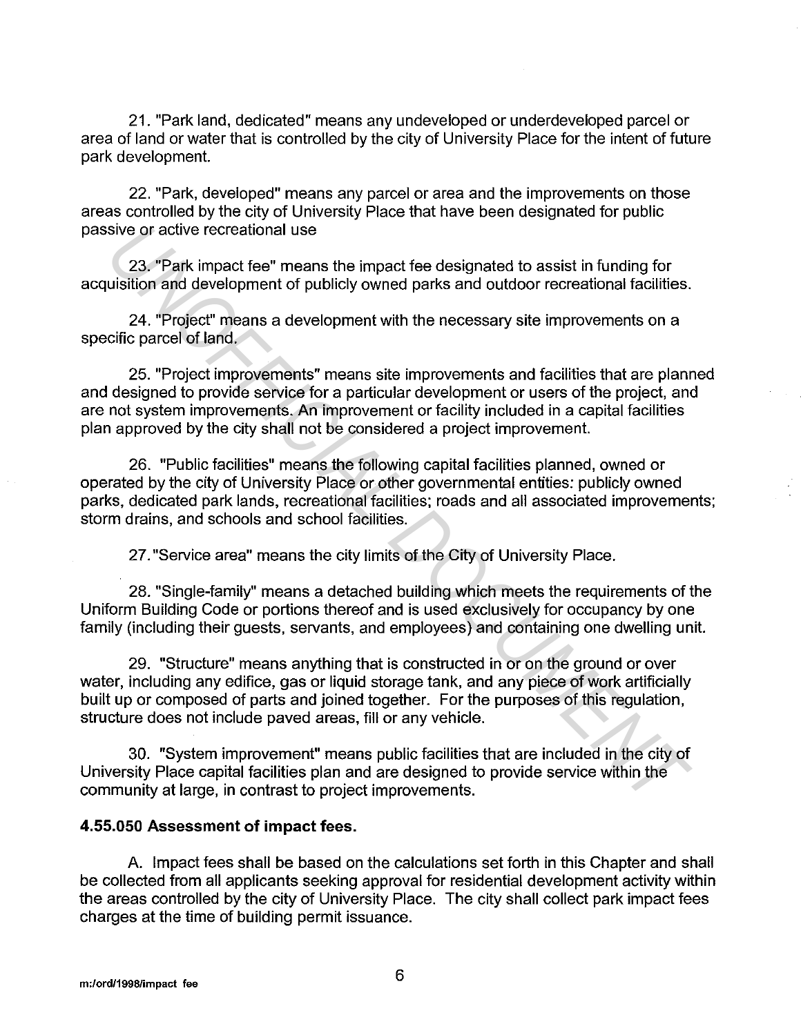21. "Park land, dedicated" means any undeveloped or underdeveloped parcel or area of land or water that is controlled by the city of University Place for the intent of future park development.

22. "Park, developed" means any parcel or area and the improvements on those areas controlled by the city of University Place that have been designated for public passive or active recreational use

23. "Park impact fee" means the impact fee designated to assist in funding for acquisition and development of publicly owned parks and outdoor recreational facilities.

24. "Project" means a development with the necessary site improvements on a specific parcel of land.

25. "Project improvements" means site improvements and facilities that are planned and designed to provide service for a particular development or users of the project, and are not system improvements. An improvement or facility included in a capital facilities plan approved by the city shall not be considered a project improvement.

26. "Public facilities" means the following capital facilities planned, owned or operated by the city of University Place or other governmental entities: publicly owned parks, dedicated park lands, recreational facilities; roads and all associated improvements; storm drains, and schools and school facilities.

27. "Service area" means the city limits of the City of University Place.

28. "Single-family" means a detached building which meets the requirements of the Uniform Building Code or portions thereof and is used exclusively for occupancy by one family (including their guests, servants, and employees) and containing one dwelling unit.

29. "Structure" means anything that is constructed in or on the ground or over water, including any edifice, gas or liquid storage tank, and any piece of work artificially built up or composed of parts and joined together. For the purposes of this regulation, structure does not include paved areas, fill or any vehicle.

30. "System improvement" means public facilities that are included in the city of University Place capital facilities plan and are designed to provide service within the community at large, in contrast to project improvements.

**4.55.050 Assessment of impact fees.**

A. Impact fees shall be based on the calculations set forth in this Chapter and shall be collected from all applicants seeking approval for residential development activity within the areas controlled by the city of University Place. The city shall collect park impact fees charges at the time of building permit issuance.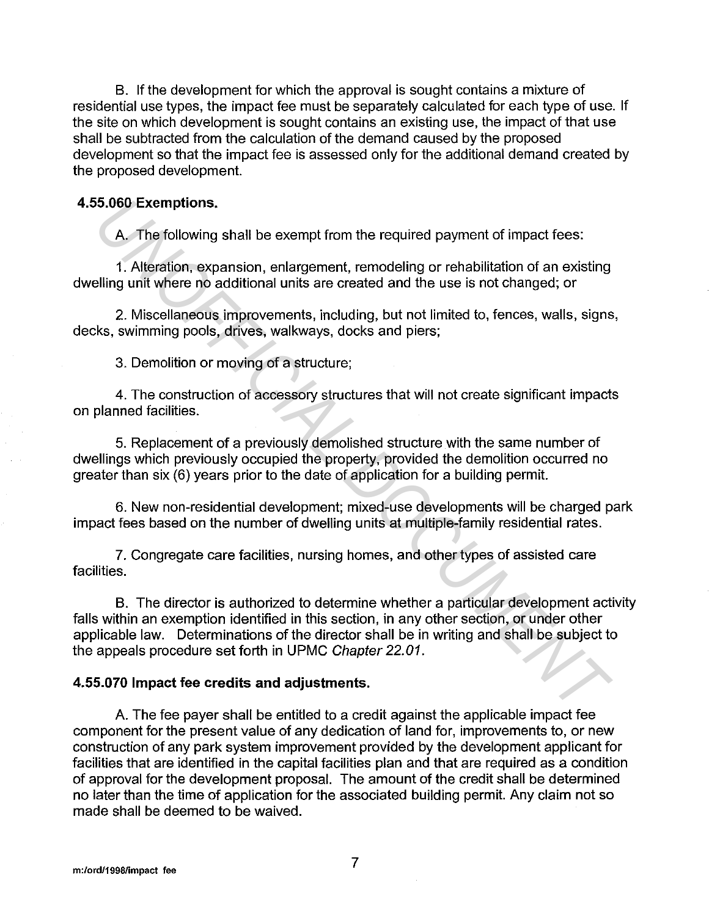B. If the development for which the approval is sought contains a mixture of residential use types, the impact fee must be separately calculated for each type of use. If the site on which development is sought contains an existing use, the impact of that use shall be subtracted from the calculation of the demand caused by the proposed development so that the impact fee is assessed only for the additional demand created by the proposed development.

**4.55.060 Exemptions.**

A. The following shall be exempt from the required payment of impact fees:

1. Alteration, expansion, enlargement, remodeling or rehabilitation of an existing dwelling unit where no additional units are created and the use is not changed; or

2. Miscellaneous improvements, including, but not limited to, fences, walls, signs, decks, swimming pools, drives, walkways, docks and piers;

3. Demolition or moving of a structure;

4. The construction of accessory structures that will not create significant impacts on planned facilities.

5. Replacement of a previously demolished structure with the same number of dwellings which previously occupied the property, provided the demolition occurred no greater than six (6) years prior to the date of application for a building permit.

6. New non-residential development; mixed-use developments will be charged park impact fees based on the number of dwelling units at multiple-family residential rates.

7. Congregate care facilities, nursing homes, and other types of assisted care facilities.

B. The director is authorized to determine whether a particular development activity falls within an exemption identified in this section, in any other section, or under other applicable law. Determinations of the director shall be in writing and shall be subject to the appeals procedure set forth in UPMC *Chapter 22.01*.

**4.55.070 Impact fee credits and adjustments.**

A. The fee payer shall be entitled to a credit against the applicable impact fee component for the present value of any dedication of land for, improvements to, or new construction of any park system improvement provided by the development applicant for facilities that are identified in the capital facilities plan and that are required as a condition of approval for the development proposal. The amount of the credit shall be determined no later than the time of application for the associated building permit. Any claim not so made shall be deemed to be waived.

m:/ord/1998/impact fee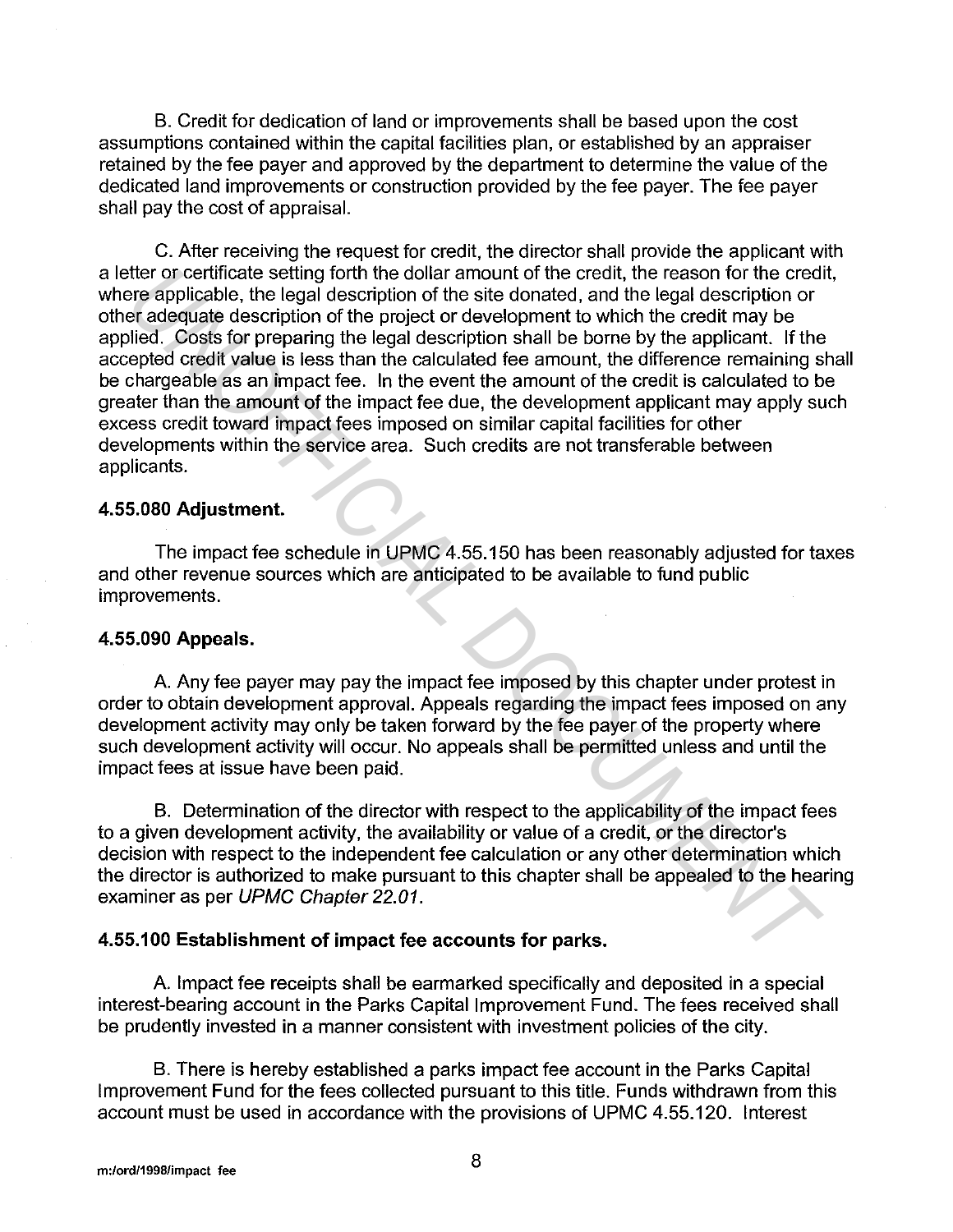B. Credit for dedication of land or improvements shall be based upon the cost assumptions contained within the capital facilities plan, or established by an appraiser retained by the fee payer and approved by the department to determine the value of the dedicated land improvements or construction provided by the fee payer. The fee payer shall pay the cost of appraisal.

C. After receiving the request for credit, the director shall provide the applicant with a letter or certificate setting forth the dollar amount of the credit, the reason for the credit, where applicable, the legal description of the site donated, and the legal description or other adequate description of the project or development to which the credit may be applied. Costs for preparing the legal description shall be borne by the applicant. If the accepted credit value is less than the calculated fee amount, the difference remaining shall be chargeable as an impact fee. In the event the amount of the credit is calculated to be greater than the amount of the impact fee due, the development applicant may apply such excess credit toward impact fees imposed on similar capital facilities for other developments within the service area. Such credits are not transferable between applicants.

**4.55.080 Adjustment.**

The impact fee schedule in UPMC 4.55.150 has been reasonably adjusted for taxes and other revenue sources which are anticipated to be available to fund public improvements.

**4.55.090 Appeals.**

A. Any fee payer may pay the impact fee imposed by this chapter under protest in order to obtain development approval. Appeals regarding the impact fees imposed on any development activity may only be taken forward by the fee payer of the property where such development activity will occur. No appeals shall be permitted unless and until the impact fees at issue have been paid.

B. Determination of the director with respect to the applicability of the impact fees to a given development activity, the availability or value of a credit, or the director's decision with respect to the independent fee calculation or any other determination which the director is authorized to make pursuant to this chapter shall be appealed to the hearing examiner as per *UPMC Chapter 22.01*.

**4.55.100 Establishment of impact fee accounts for parks.**

A. Impact fee receipts shall be earmarked specifically and deposited in a special interest-bearing account in the Parks Capital Improvement Fund. The fees received shall be prudently invested in a manner consistent with investment policies of the city.

B. There is hereby established a parks impact fee account in the Parks Capital Improvement Fund for the fees collected pursuant to this title. Funds withdrawn from this account must be used in accordance with the provisions of UPMC 4.55.120. Interest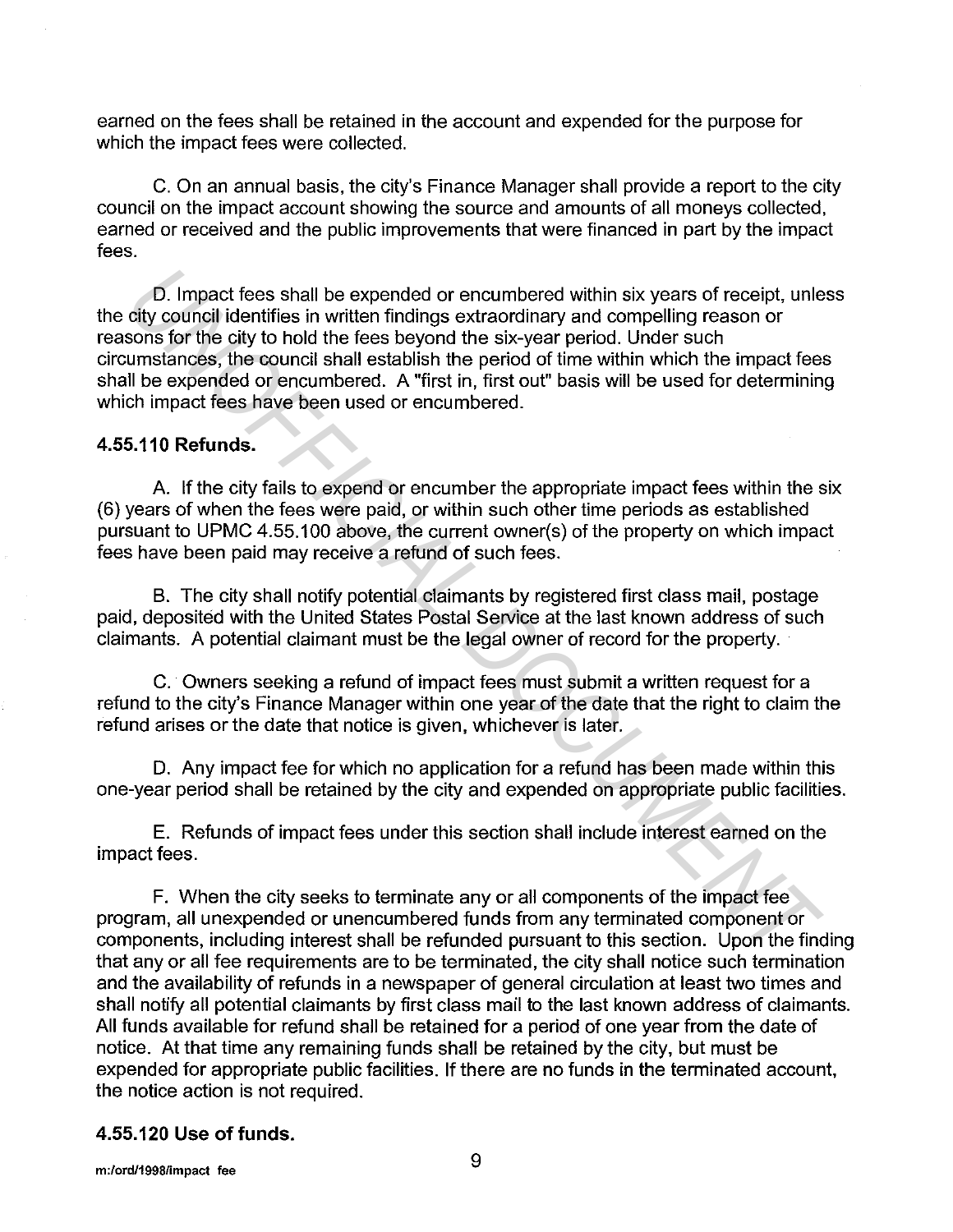earned on the fees shall be retained in the account and expended for the purpose for which the impact fees were collected.

C. On an annual basis, the city's Finance Manager shall provide a report to the city council on the impact account showing the source and amounts of all moneys collected, earned or received and the public improvements that were financed in part by the impact fees.

D. Impact fees shall be expended or encumbered within six years of receipt, unless the city council identifies in written findings extraordinary and compelling reason or reasons for the city to hold the fees beyond the six-year period. Under such circumstances, the council shall establish the period of time within which the impact fees shall be expended or encumbered. A "first in, first out" basis will be used for determining which impact fees have been used or encumbered.

**4.55.110 Refunds.**

A. If the city fails to expend or encumber the appropriate impact fees within the six (6) years of when the fees were paid, or within such other time periods as established pursuant to UPMC 4.55.100 above, the current owner(s) of the property on which impact fees have been paid may receive a refund of such fees.

B. The city shall notify potential claimants by registered first class mail, postage paid, deposited with the United States Postal Service at the last known address of such claimants. A potential claimant must be the legal owner of record for the property.

C. Owners seeking a refund of impact fees must submit a written request for a refund to the city's Finance Manager within one year of the date that the right to claim the refund arises or the date that notice is given, whichever is later.

D. Any impact fee for which no application for a refund has been made within this one-year period shall be retained by the city and expended on appropriate public facilities.

E. Refunds of impact fees under this section shall include interest earned on the impact fees.

F. When the city seeks to terminate any or all components of the impact fee program, all unexpended or unencumbered funds from any terminated component or components, including interest shall be refunded pursuant to this section. Upon the finding that any or all fee requirements are to be terminated, the city shall notice such termination and the availability of refunds in a newspaper of general circulation at least two times and shall notify all potential claimants by first class mail to the last known address of claimants. All funds available for refund shall be retained for a period of one year from the date of notice. At that time any remaining funds shall be retained by the city, but must be expended for appropriate public facilities. If there are no funds in the terminated account, the notice action is not required.

**4.55.120 Use of funds.**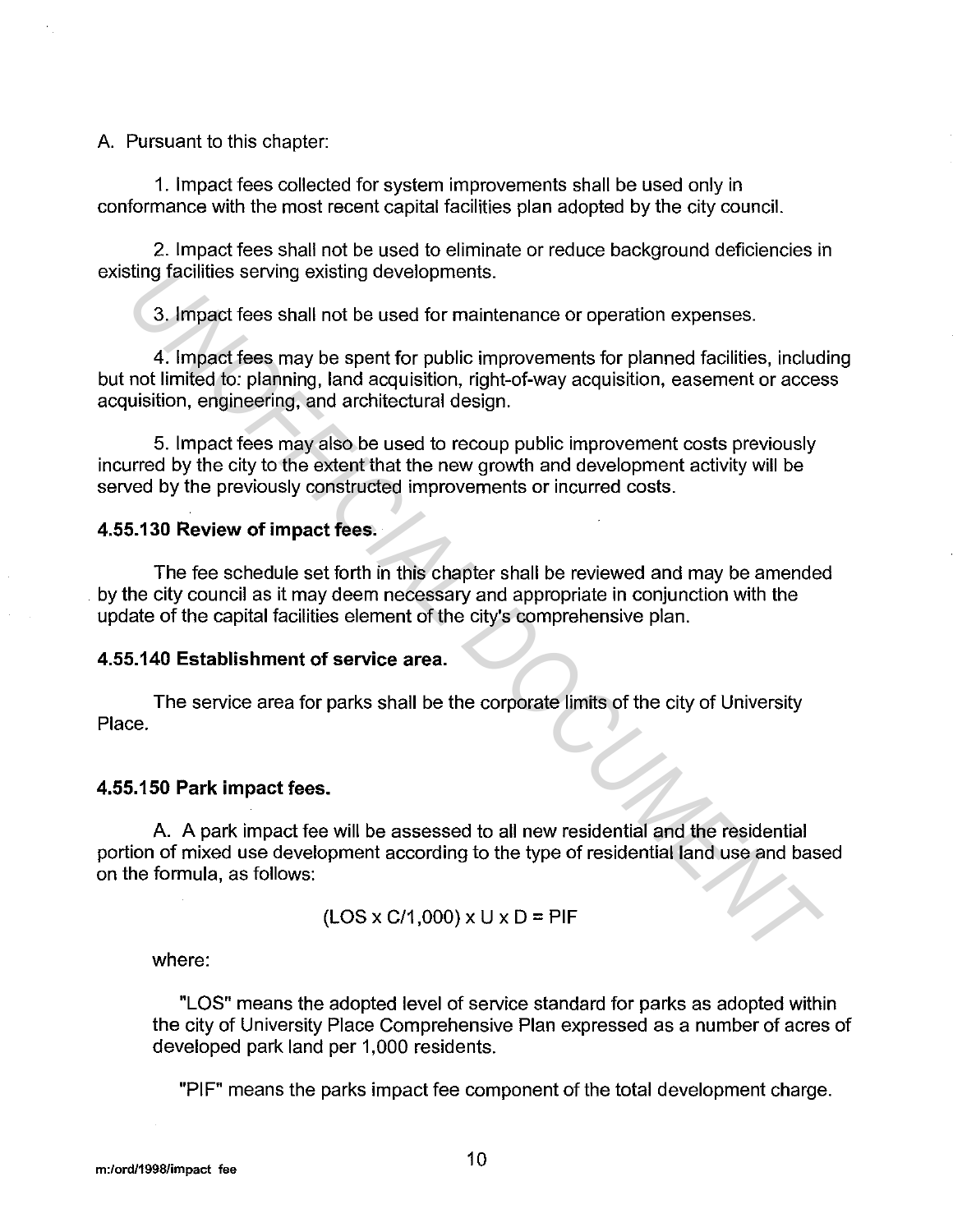A. Pursuant to this chapter:

1. Impact fees collected for system improvements shall be used only in conformance with the most recent capital facilities plan adopted by the city council.

2. Impact fees shall not be used to eliminate or reduce background deficiencies in existing facilities serving existing developments.

3. Impact fees shall not be used for maintenance or operation expenses.

4. Impact fees may be spent for public improvements for planned facilities, including but not limited to: planning, land acquisition, right-of-way acquisition, easement or access acquisition, engineering, and architectural design.

5. Impact fees may also be used to recoup public improvement costs previously incurred by the city to the extent that the new growth and development activity will be served by the previously constructed improvements or incurred costs.

**4.55.130 Review of impact fees.**

The fee schedule set forth in this chapter shall be reviewed and may be amended by the city council as it may deem necessary and appropriate in conjunction with the update of the capital facilities element of the city's comprehensive plan.

**4.55.140 Establishment of service area.**

The service area for parks shall be the corporate limits of the city of University Place.

**4.55.150 Park impact fees.**

A. A park impact fee will be assessed to all new residential and the residential portion of mixed use development according to the type of residential land use and based on the formula, as follows:

$$(LOS \times C/1{,}000) \times U \times D = PIF$$

where:

"LOS" means the adopted level of service standard for parks as adopted within the city of University Place Comprehensive Plan expressed as a number of acres of developed park land per 1,000 residents.

"PIF" means the parks impact fee component of the total development charge.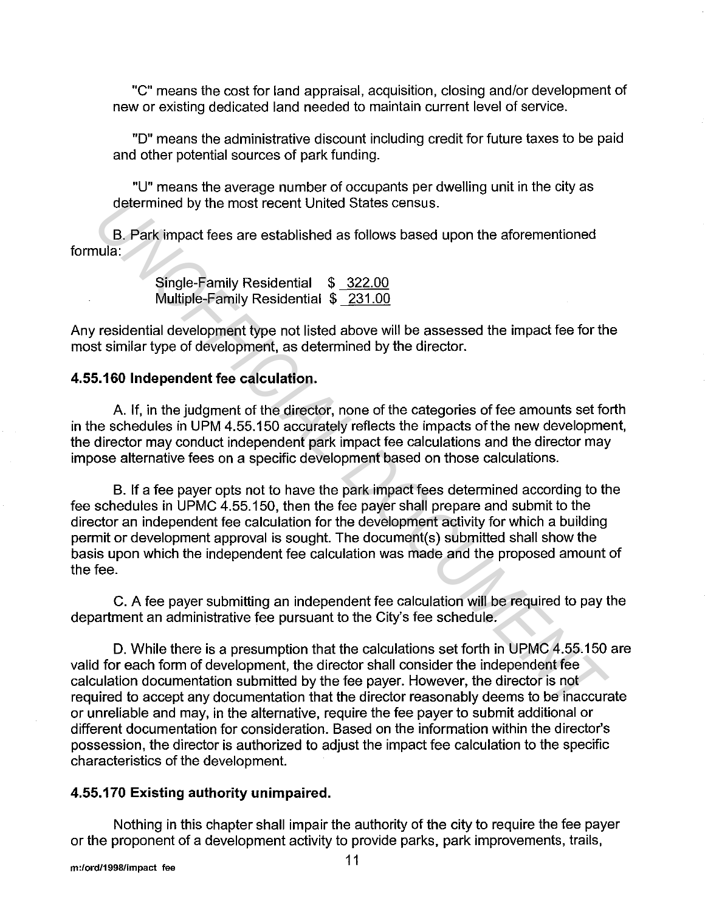"C" means the cost for land appraisal, acquisition, closing and/or development of new or existing dedicated land needed to maintain current level of service.

"D" means the administrative discount including credit for future taxes to be paid and other potential sources of park funding.

"U" means the average number of occupants per dwelling unit in the city as determined by the most recent United States census.

B. Park impact fees are established as follows based upon the aforementioned formula:

Single-Family Residential $ 322.00
Multiple-Family Residential $ 231.00

Any residential development type not listed above will be assessed the impact fee for the most similar type of development, as determined by the director.

**4.55.160 Independent fee calculation.**

A. If, in the judgment of the director, none of the categories of fee amounts set forth in the schedules in UPM 4.55.150 accurately reflects the impacts of the new development, the director may conduct independent park impact fee calculations and the director may impose alternative fees on a specific development based on those calculations.

B. If a fee payer opts not to have the park impact fees determined according to the fee schedules in UPMC 4.55.150, then the fee payer shall prepare and submit to the director an independent fee calculation for the development activity for which a building permit or development approval is sought. The document(s) submitted shall show the basis upon which the independent fee calculation was made and the proposed amount of the fee.

C. A fee payer submitting an independent fee calculation will be required to pay the department an administrative fee pursuant to the City's fee schedule.

D. While there is a presumption that the calculations set forth in UPMC 4.55.150 are valid for each form of development, the director shall consider the independent fee calculation documentation submitted by the fee payer. However, the director is not required to accept any documentation that the director reasonably deems to be inaccurate or unreliable and may, in the alternative, require the fee payer to submit additional or different documentation for consideration. Based on the information within the director's possession, the director is authorized to adjust the impact fee calculation to the specific characteristics of the development.

**4.55.170 Existing authority unimpaired.**

Nothing in this chapter shall impair the authority of the city to require the fee payer or the proponent of a development activity to provide parks, park improvements, trails,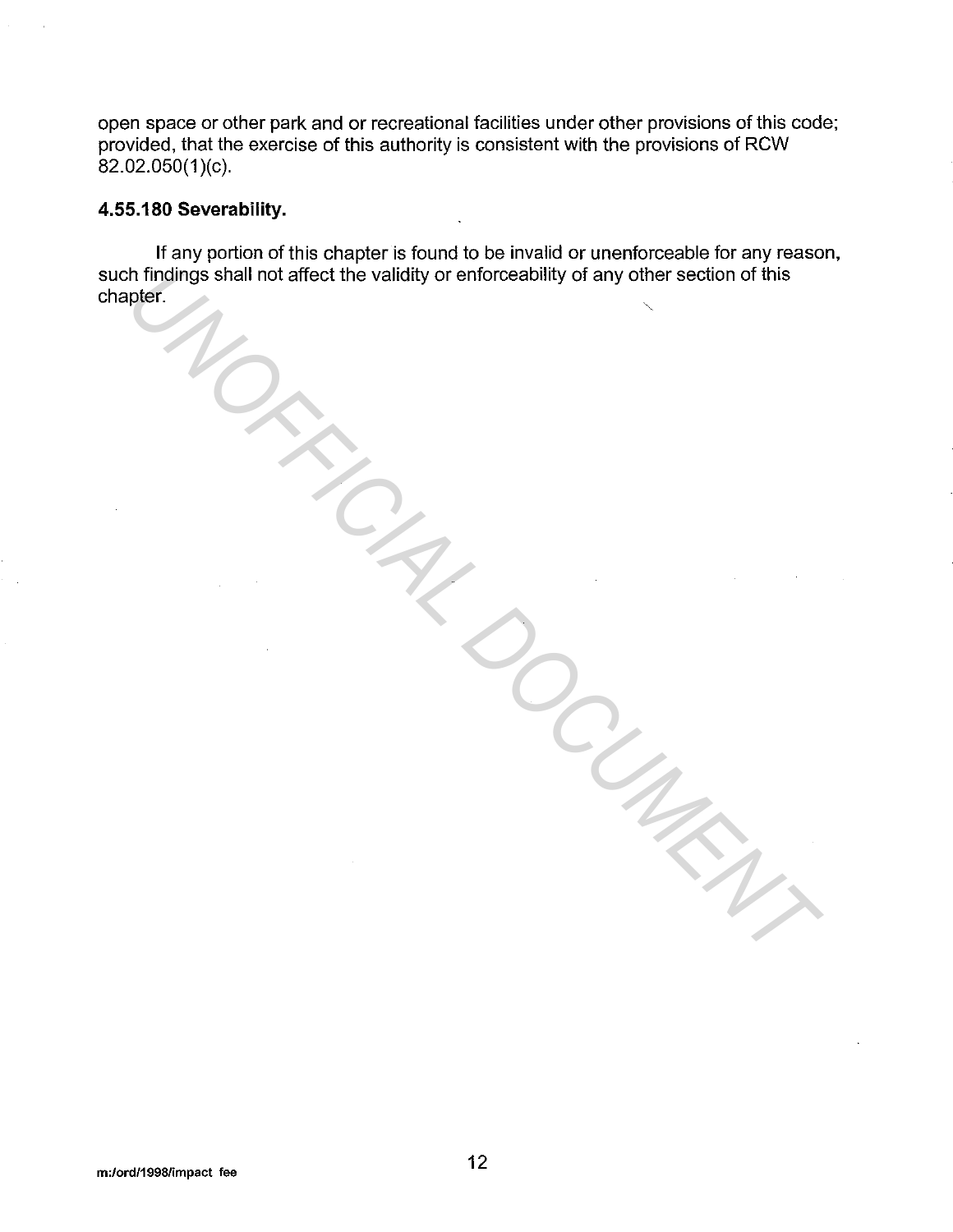open space or other park and or recreational facilities under other provisions of this code; provided, that the exercise of this authority is consistent with the provisions of RCW 82.02.050(1)(c).

### 4.55.180 Severability.

If any portion of this chapter is found to be invalid or unenforceable for any reason, such findings shall not affect the validity or enforceability of any other section of this chapter.

m:/ord/1998/impact fee